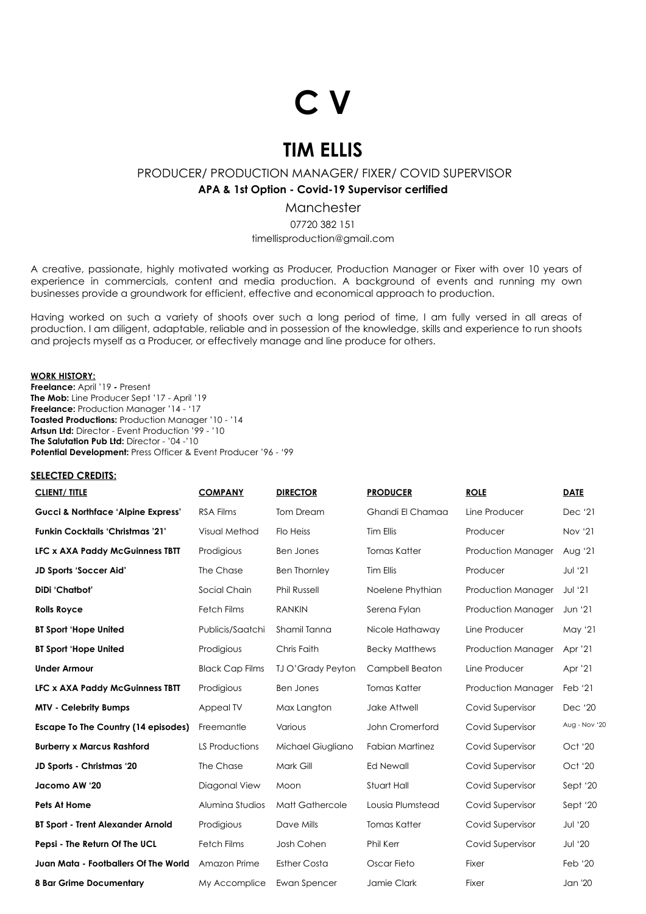# C V

## TIM ELLIS

PRODUCER/ PRODUCTION MANAGER/ FIXER/ COVID SUPERVISOR

**APA & 1st Option - Covid-19 Supervisor certified**

Manchester

07720 382 151

timellisproduction@gmail.com

A creative, passionate, highly motivated working as Producer, Production Manager or Fixer with over 10 years of experience in commercials, content and media production. A background of events and running my own businesses provide a groundwork for efficient, effective and economical approach to production.

Having worked on such a variety of shoots over such a long period of time, I am fully versed in all areas of production. I am diligent, adaptable, reliable and in possession of the knowledge, skills and experience to run shoots and projects myself as a Producer, or effectively manage and line produce for others.

**WORK HISTORY:**

**Freelance:** April '19 **-** Present
**The Mob:** Line Producer Sept '17 - April '19
**Freelance:** Production Manager '14 - '17
**Toasted Productions:** Production Manager '10 - '14
**Artsun Ltd:** Director - Event Production '99 - '10
**The Salutation Pub Ltd:** Director - '04 -'10
**Potential Development:** Press Officer & Event Producer '96 - '99

**SELECTED CREDITS:**

| CLIENT/ TITLE | COMPANY | DIRECTOR | PRODUCER | ROLE | DATE |
|---|---|---|---|---|---|
| **Gucci & Northface 'Alpine Express'** | RSA Films | Tom Dream | Ghandi El Chamaa | Line Producer | Dec '21 |
| **Funkin Cocktails 'Christmas '21'** | Visual Method | Flo Heiss | Tim Ellis | Producer | Nov '21 |
| **LFC x AXA Paddy McGuinness TBTT** | Prodigious | Ben Jones | Tomas Katter | Production Manager | Aug '21 |
| **JD Sports 'Soccer Aid'** | The Chase | Ben Thornley | Tim Ellis | Producer | Jul '21 |
| **DiDi 'Chatbot'** | Social Chain | Phil Russell | Noelene Phythian | Production Manager | Jul '21 |
| **Rolls Royce** | Fetch Films | RANKIN | Serena Fylan | Production Manager | Jun '21 |
| **BT Sport 'Hope United** | Publicis/Saatchi | Shamil Tanna | Nicole Hathaway | Line Producer | May '21 |
| **BT Sport 'Hope United** | Prodigious | Chris Faith | Becky Matthews | Production Manager | Apr '21 |
| **Under Armour** | Black Cap Films | TJ O'Grady Peyton | Campbell Beaton | Line Producer | Apr '21 |
| **LFC x AXA Paddy McGuinness TBTT** | Prodigious | Ben Jones | Tomas Katter | Production Manager | Feb '21 |
| **MTV - Celebrity Bumps** | Appeal TV | Max Langton | Jake Attwell | Covid Supervisor | Dec '20 |
| **Escape To The Country (14 episodes)** | Freemantle | Various | John Cromerford | Covid Supervisor | Aug - Nov '20 |
| **Burberry x Marcus Rashford** | LS Productions | Michael Giugliano | Fabian Martinez | Covid Supervisor | Oct '20 |
| **JD Sports - Christmas '20** | The Chase | Mark Gill | Ed Newall | Covid Supervisor | Oct '20 |
| **Jacomo AW '20** | Diagonal View | Moon | Stuart Hall | Covid Supervisor | Sept '20 |
| **Pets At Home** | Alumina Studios | Matt Gathercole | Lousia Plumstead | Covid Supervisor | Sept '20 |
| **BT Sport - Trent Alexander Arnold** | Prodigious | Dave Mills | Tomas Katter | Covid Supervisor | Jul '20 |
| **Pepsi - The Return Of The UCL** | Fetch Films | Josh Cohen | Phil Kerr | Covid Supervisor | Jul '20 |
| **Juan Mata - Footballers Of The World** | Amazon Prime | Esther Costa | Oscar Fieto | Fixer | Feb '20 |
| **8 Bar Grime Documentary** | My Accomplice | Ewan Spencer | Jamie Clark | Fixer | Jan '20 |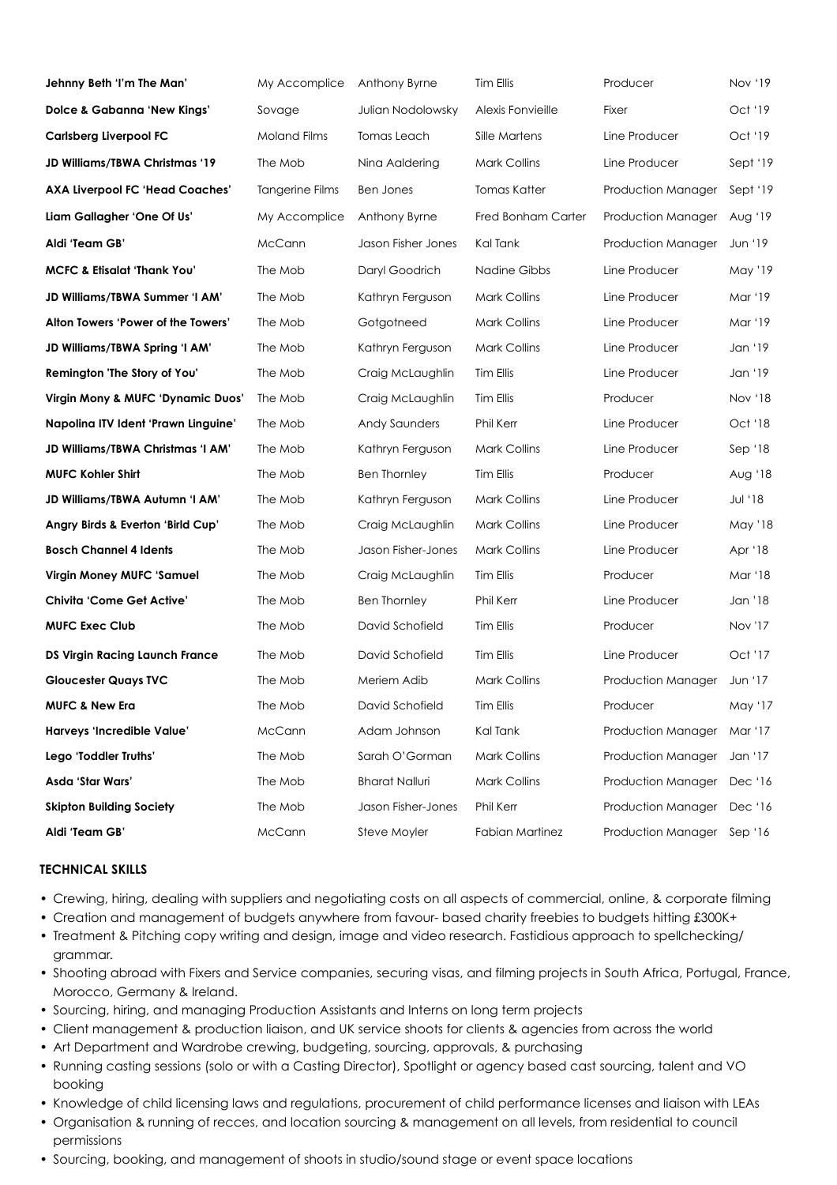| | | | | | |
|---|---|---|---|---|---|
| **Jehnny Beth 'I'm The Man'** | My Accomplice | Anthony Byrne | Tim Ellis | Producer | Nov '19 |
| **Dolce & Gabanna 'New Kings'** | Sovage | Julian Nodolowsky | Alexis Fonvieille | Fixer | Oct '19 |
| **Carlsberg Liverpool FC** | Moland Films | Tomas Leach | Sille Martens | Line Producer | Oct '19 |
| **JD Williams/TBWA Christmas '19** | The Mob | Nina Aaldering | Mark Collins | Line Producer | Sept '19 |
| **AXA Liverpool FC 'Head Coaches'** | Tangerine Films | Ben Jones | Tomas Katter | Production Manager | Sept '19 |
| **Liam Gallagher 'One Of Us'** | My Accomplice | Anthony Byrne | Fred Bonham Carter | Production Manager | Aug '19 |
| **Aldi 'Team GB'** | McCann | Jason Fisher Jones | Kal Tank | Production Manager | Jun '19 |
| **MCFC & Etisalat 'Thank You'** | The Mob | Daryl Goodrich | Nadine Gibbs | Line Producer | May '19 |
| **JD Williams/TBWA Summer 'I AM'** | The Mob | Kathryn Ferguson | Mark Collins | Line Producer | Mar '19 |
| **Alton Towers 'Power of the Towers'** | The Mob | Gotgotneed | Mark Collins | Line Producer | Mar '19 |
| **JD Williams/TBWA Spring 'I AM'** | The Mob | Kathryn Ferguson | Mark Collins | Line Producer | Jan '19 |
| **Remington 'The Story of You'** | The Mob | Craig McLaughlin | Tim Ellis | Line Producer | Jan '19 |
| **Virgin Mony & MUFC 'Dynamic Duos'** | The Mob | Craig McLaughlin | Tim Ellis | Producer | Nov '18 |
| **Napolina ITV Ident 'Prawn Linguine'** | The Mob | Andy Saunders | Phil Kerr | Line Producer | Oct '18 |
| **JD Williams/TBWA Christmas 'I AM'** | The Mob | Kathryn Ferguson | Mark Collins | Line Producer | Sep '18 |
| **MUFC Kohler Shirt** | The Mob | Ben Thornley | Tim Ellis | Producer | Aug '18 |
| **JD Williams/TBWA Autumn 'I AM'** | The Mob | Kathryn Ferguson | Mark Collins | Line Producer | Jul '18 |
| **Angry Birds & Everton 'Birld Cup'** | The Mob | Craig McLaughlin | Mark Collins | Line Producer | May '18 |
| **Bosch Channel 4 Idents** | The Mob | Jason Fisher-Jones | Mark Collins | Line Producer | Apr '18 |
| **Virgin Money MUFC 'Samuel** | The Mob | Craig McLaughlin | Tim Ellis | Producer | Mar '18 |
| **Chivita 'Come Get Active'** | The Mob | Ben Thornley | Phil Kerr | Line Producer | Jan '18 |
| **MUFC Exec Club** | The Mob | David Schofield | Tim Ellis | Producer | Nov '17 |
| **DS Virgin Racing Launch France** | The Mob | David Schofield | Tim Ellis | Line Producer | Oct '17 |
| **Gloucester Quays TVC** | The Mob | Meriem Adib | Mark Collins | Production Manager | Jun '17 |
| **MUFC & New Era** | The Mob | David Schofield | Tim Ellis | Producer | May '17 |
| **Harveys 'Incredible Value'** | McCann | Adam Johnson | Kal Tank | Production Manager | Mar '17 |
| **Lego 'Toddler Truths'** | The Mob | Sarah O'Gorman | Mark Collins | Production Manager | Jan '17 |
| **Asda 'Star Wars'** | The Mob | Bharat Nalluri | Mark Collins | Production Manager | Dec '16 |
| **Skipton Building Society** | The Mob | Jason Fisher-Jones | Phil Kerr | Production Manager | Dec '16 |
| **Aldi 'Team GB'** | McCann | Steve Moyler | Fabian Martinez | Production Manager | Sep '16 |

**TECHNICAL SKILLS**

- Crewing, hiring, dealing with suppliers and negotiating costs on all aspects of commercial, online, & corporate filming
- Creation and management of budgets anywhere from favour- based charity freebies to budgets hitting £300K+
- Treatment & Pitching copy writing and design, image and video research. Fastidious approach to spellchecking/ grammar.
- Shooting abroad with Fixers and Service companies, securing visas, and filming projects in South Africa, Portugal, France, Morocco, Germany & Ireland.
- Sourcing, hiring, and managing Production Assistants and Interns on long term projects
- Client management & production liaison, and UK service shoots for clients & agencies from across the world
- Art Department and Wardrobe crewing, budgeting, sourcing, approvals, & purchasing
- Running casting sessions (solo or with a Casting Director), Spotlight or agency based cast sourcing, talent and VO booking
- Knowledge of child licensing laws and regulations, procurement of child performance licenses and liaison with LEAs
- Organisation & running of recces, and location sourcing & management on all levels, from residential to council permissions
- Sourcing, booking, and management of shoots in studio/sound stage or event space locations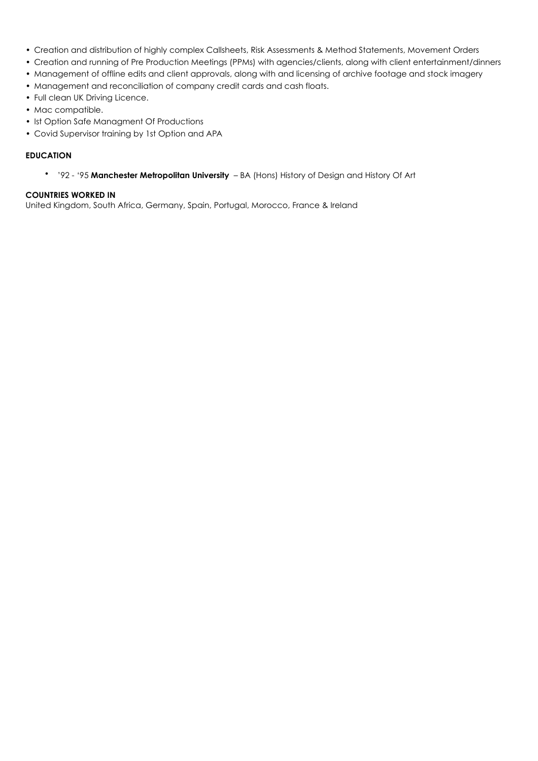- Creation and distribution of highly complex Callsheets, Risk Assessments & Method Statements, Movement Orders
- Creation and running of Pre Production Meetings (PPMs) with agencies/clients, along with client entertainment/dinners
- Management of offline edits and client approvals, along with and licensing of archive footage and stock imagery
- Management and reconciliation of company credit cards and cash floats.
- Full clean UK Driving Licence.
- Mac compatible.
- Ist Option Safe Managment Of Productions
- Covid Supervisor training by 1st Option and APA

**EDUCATION**

- '92 - '95 **Manchester Metropolitan University** – BA (Hons) History of Design and History Of Art

**COUNTRIES WORKED IN**

United Kingdom, South Africa, Germany, Spain, Portugal, Morocco, France & Ireland